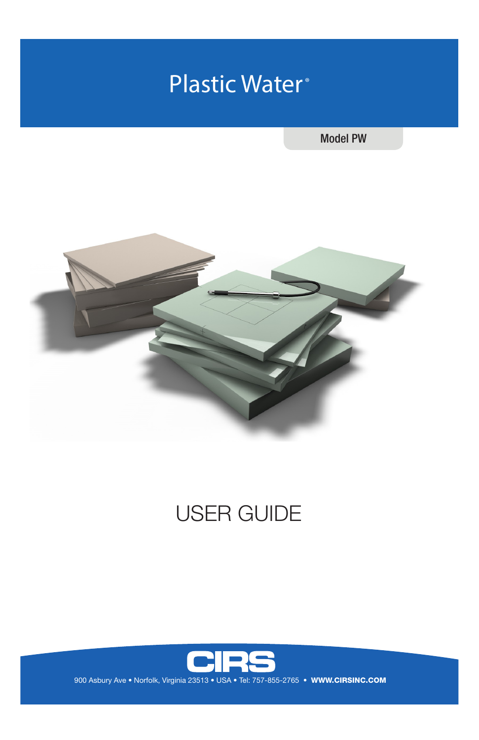# Plastic Water®

Model PW

# USER GUIDE

CIRS

900 Asbury Ave • Norfolk, Virginia 23513 • USA • Tel: 757-855-2765 • **WWW.CIRSINC.COM**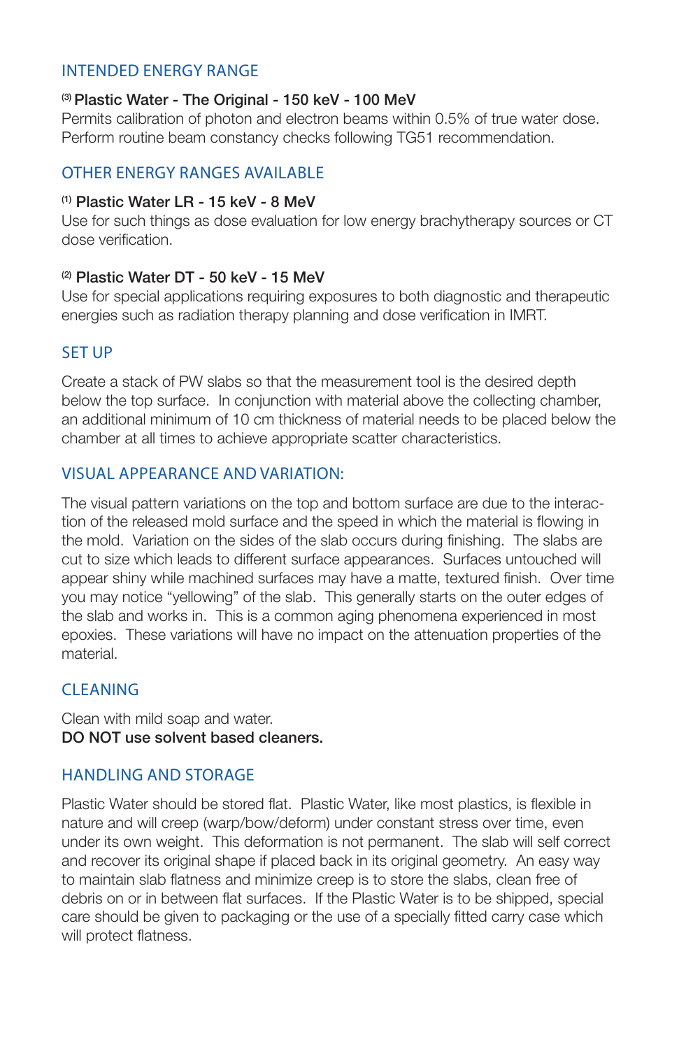## INTENDED ENERGY RANGE

**[3] Plastic Water - The Original - 150 keV - 100 MeV**
Permits calibration of photon and electron beams within 0.5% of true water dose. Perform routine beam constancy checks following TG51 recommendation.

## OTHER ENERGY RANGES AVAILABLE

**[1] Plastic Water LR - 15 keV - 8 MeV**
Use for such things as dose evaluation for low energy brachytherapy sources or CT dose verification.

**[2] Plastic Water DT - 50 keV - 15 MeV**
Use for special applications requiring exposures to both diagnostic and therapeutic energies such as radiation therapy planning and dose verification in IMRT.

## SET UP

Create a stack of PW slabs so that the measurement tool is the desired depth below the top surface. In conjunction with material above the collecting chamber, an additional minimum of 10 cm thickness of material needs to be placed below the chamber at all times to achieve appropriate scatter characteristics.

## VISUAL APPEARANCE AND VARIATION:

The visual pattern variations on the top and bottom surface are due to the interaction of the released mold surface and the speed in which the material is flowing in the mold. Variation on the sides of the slab occurs during finishing. The slabs are cut to size which leads to different surface appearances. Surfaces untouched will appear shiny while machined surfaces may have a matte, textured finish. Over time you may notice "yellowing" of the slab. This generally starts on the outer edges of the slab and works in. This is a common aging phenomena experienced in most epoxies. These variations will have no impact on the attenuation properties of the material.

## CLEANING

Clean with mild soap and water.
**DO NOT use solvent based cleaners.**

## HANDLING AND STORAGE

Plastic Water should be stored flat. Plastic Water, like most plastics, is flexible in nature and will creep (warp/bow/deform) under constant stress over time, even under its own weight. This deformation is not permanent. The slab will self correct and recover its original shape if placed back in its original geometry. An easy way to maintain slab flatness and minimize creep is to store the slabs, clean free of debris on or in between flat surfaces. If the Plastic Water is to be shipped, special care should be given to packaging or the use of a specially fitted carry case which will protect flatness.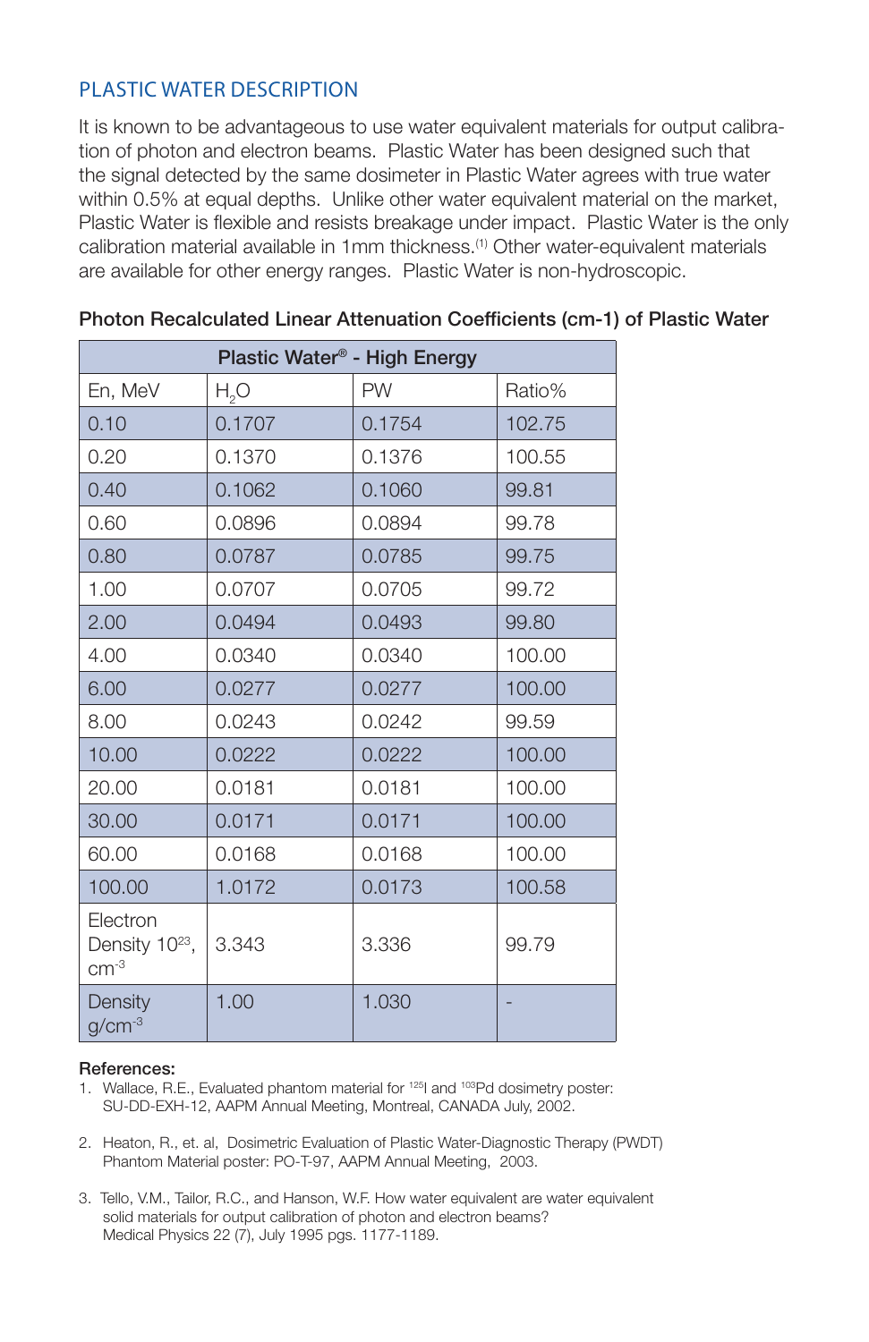## PLASTIC WATER DESCRIPTION

It is known to be advantageous to use water equivalent materials for output calibration of photon and electron beams. Plastic Water has been designed such that the signal detected by the same dosimeter in Plastic Water agrees with true water within 0.5% at equal depths. Unlike other water equivalent material on the market, Plastic Water is flexible and resists breakage under impact. Plastic Water is the only calibration material available in 1mm thickness.[1] Other water-equivalent materials are available for other energy ranges. Plastic Water is non-hydroscopic.

### Photon Recalculated Linear Attenuation Coefficients (cm-1) of Plastic Water

| Plastic Water® - High Energy | | | |
|---|---|---|---|
| En, MeV | $H_2O$ | PW | Ratio% |
| 0.10 | 0.1707 | 0.1754 | 102.75 |
| 0.20 | 0.1370 | 0.1376 | 100.55 |
| 0.40 | 0.1062 | 0.1060 | 99.81 |
| 0.60 | 0.0896 | 0.0894 | 99.78 |
| 0.80 | 0.0787 | 0.0785 | 99.75 |
| 1.00 | 0.0707 | 0.0705 | 99.72 |
| 2.00 | 0.0494 | 0.0493 | 99.80 |
| 4.00 | 0.0340 | 0.0340 | 100.00 |
| 6.00 | 0.0277 | 0.0277 | 100.00 |
| 8.00 | 0.0243 | 0.0242 | 99.59 |
| 10.00 | 0.0222 | 0.0222 | 100.00 |
| 20.00 | 0.0181 | 0.0181 | 100.00 |
| 30.00 | 0.0171 | 0.0171 | 100.00 |
| 60.00 | 0.0168 | 0.0168 | 100.00 |
| 100.00 | 1.0172 | 0.0173 | 100.58 |
| Electron Density $10^{23}$, $cm^{-3}$ | 3.343 | 3.336 | 99.79 |
| Density $g/cm^{-3}$ | 1.00 | 1.030 | - |

**References:**

1. Wallace, R.E., Evaluated phantom material for $^{125}$I and $^{103}$Pd dosimetry poster: SU-DD-EXH-12, AAPM Annual Meeting, Montreal, CANADA July, 2002.

2. Heaton, R., et. al, Dosimetric Evaluation of Plastic Water-Diagnostic Therapy (PWDT) Phantom Material poster: PO-T-97, AAPM Annual Meeting, 2003.

3. Tello, V.M., Tailor, R.C., and Hanson, W.F. How water equivalent are water equivalent solid materials for output calibration of photon and electron beams? Medical Physics 22 (7), July 1995 pgs. 1177-1189.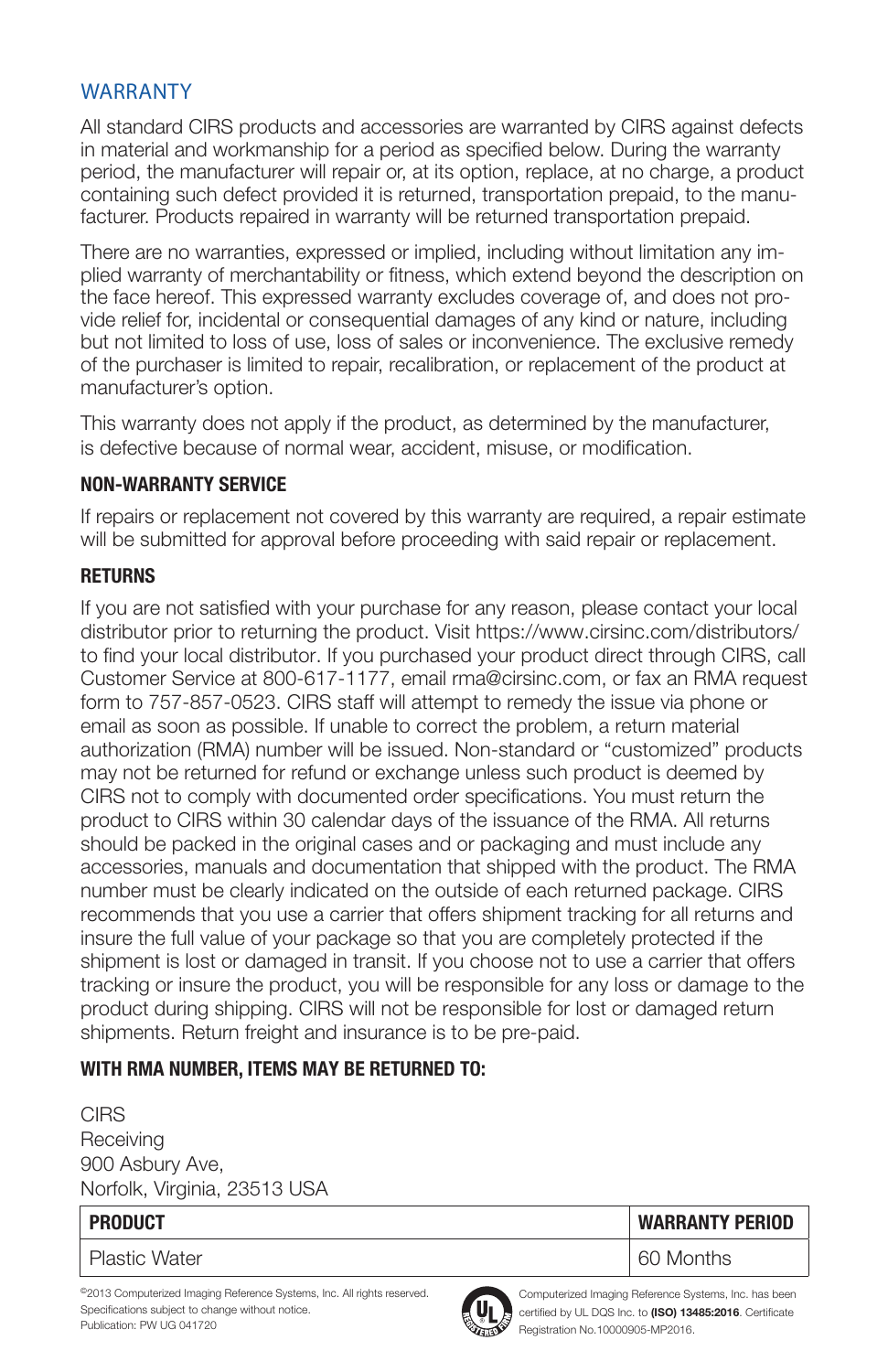## WARRANTY

All standard CIRS products and accessories are warranted by CIRS against defects in material and workmanship for a period as specified below. During the warranty period, the manufacturer will repair or, at its option, replace, at no charge, a product containing such defect provided it is returned, transportation prepaid, to the manufacturer. Products repaired in warranty will be returned transportation prepaid.

There are no warranties, expressed or implied, including without limitation any implied warranty of merchantability or fitness, which extend beyond the description on the face hereof. This expressed warranty excludes coverage of, and does not provide relief for, incidental or consequential damages of any kind or nature, including but not limited to loss of use, loss of sales or inconvenience. The exclusive remedy of the purchaser is limited to repair, recalibration, or replacement of the product at manufacturer's option.

This warranty does not apply if the product, as determined by the manufacturer, is defective because of normal wear, accident, misuse, or modification.

### NON-WARRANTY SERVICE

If repairs or replacement not covered by this warranty are required, a repair estimate will be submitted for approval before proceeding with said repair or replacement.

### RETURNS

If you are not satisfied with your purchase for any reason, please contact your local distributor prior to returning the product. Visit https://www.cirsinc.com/distributors/ to find your local distributor. If you purchased your product direct through CIRS, call Customer Service at 800-617-1177, email rma@cirsinc.com, or fax an RMA request form to 757-857-0523. CIRS staff will attempt to remedy the issue via phone or email as soon as possible. If unable to correct the problem, a return material authorization (RMA) number will be issued. Non-standard or "customized" products may not be returned for refund or exchange unless such product is deemed by CIRS not to comply with documented order specifications. You must return the product to CIRS within 30 calendar days of the issuance of the RMA. All returns should be packed in the original cases and or packaging and must include any accessories, manuals and documentation that shipped with the product. The RMA number must be clearly indicated on the outside of each returned package. CIRS recommends that you use a carrier that offers shipment tracking for all returns and insure the full value of your package so that you are completely protected if the shipment is lost or damaged in transit. If you choose not to use a carrier that offers tracking or insure the product, you will be responsible for any loss or damage to the product during shipping. CIRS will not be responsible for lost or damaged return shipments. Return freight and insurance is to be pre-paid.

### WITH RMA NUMBER, ITEMS MAY BE RETURNED TO:

CIRS
Receiving
900 Asbury Ave,
Norfolk, Virginia, 23513 USA

| PRODUCT | WARRANTY PERIOD |
|---|---|
| Plastic Water | 60 Months |

©2013 Computerized Imaging Reference Systems, Inc. All rights reserved.
Specifications subject to change without notice.
Publication: PW UG 041720

Computerized Imaging Reference Systems, Inc. has been certified by UL DQS Inc. to **(ISO) 13485:2016**. Certificate Registration No.10000905-MP2016.